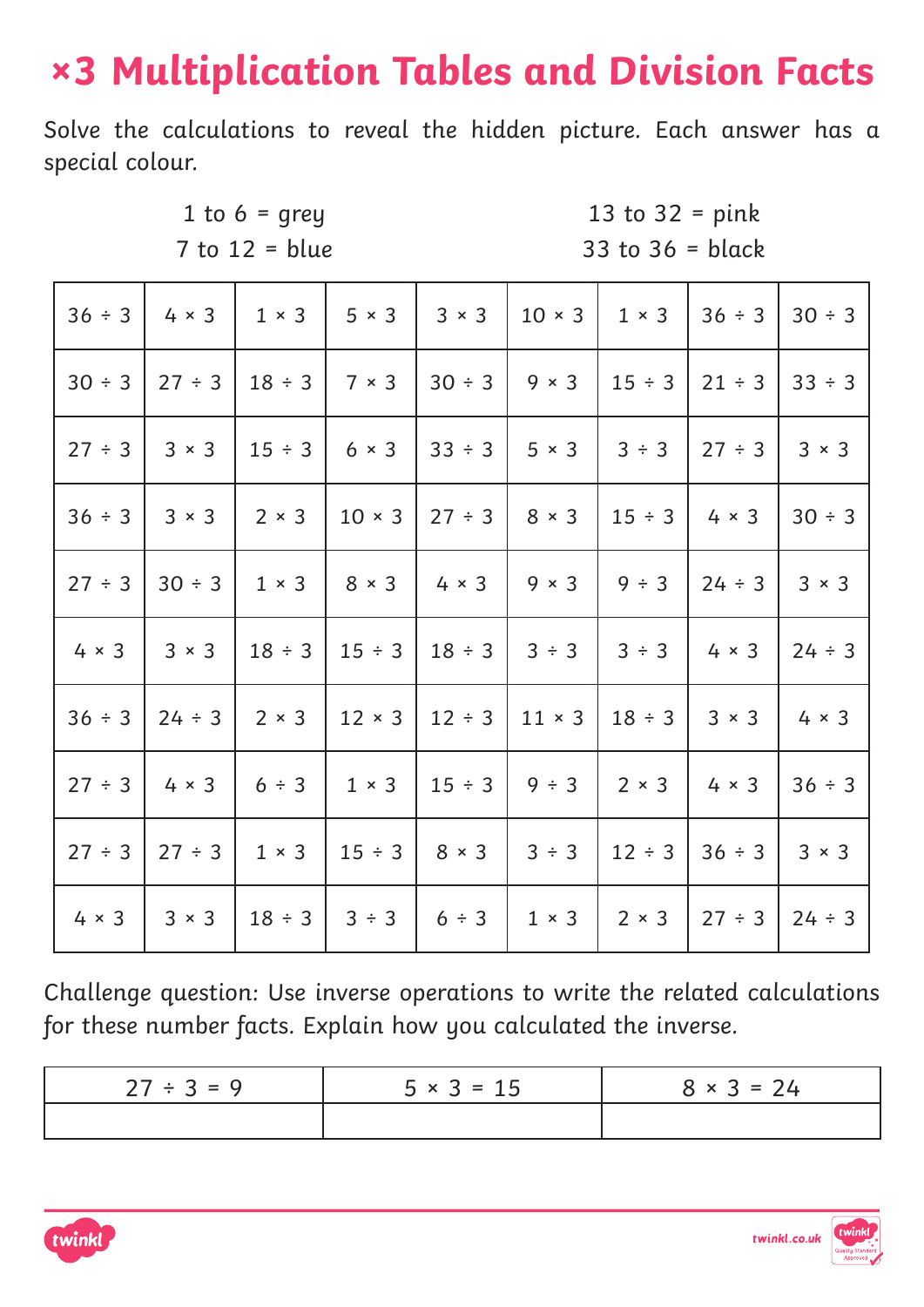# ×3 Multiplication Tables and Division Facts

Solve the calculations to reveal the hidden picture. Each answer has a special colour.

1 to 6 = grey
7 to 12 = blue
13 to 32 = pink
33 to 36 = black

| | | | | | | | | |
|---|---|---|---|---|---|---|---|---|
| 36 ÷ 3 | 4 × 3 | 1 × 3 | 5 × 3 | 3 × 3 | 10 × 3 | 1 × 3 | 36 ÷ 3 | 30 ÷ 3 |
| 30 ÷ 3 | 27 ÷ 3 | 18 ÷ 3 | 7 × 3 | 30 ÷ 3 | 9 × 3 | 15 ÷ 3 | 21 ÷ 3 | 33 ÷ 3 |
| 27 ÷ 3 | 3 × 3 | 15 ÷ 3 | 6 × 3 | 33 ÷ 3 | 5 × 3 | 3 ÷ 3 | 27 ÷ 3 | 3 × 3 |
| 36 ÷ 3 | 3 × 3 | 2 × 3 | 10 × 3 | 27 ÷ 3 | 8 × 3 | 15 ÷ 3 | 4 × 3 | 30 ÷ 3 |
| 27 ÷ 3 | 30 ÷ 3 | 1 × 3 | 8 × 3 | 4 × 3 | 9 × 3 | 9 ÷ 3 | 24 ÷ 3 | 3 × 3 |
| 4 × 3 | 3 × 3 | 18 ÷ 3 | 15 ÷ 3 | 18 ÷ 3 | 3 ÷ 3 | 3 ÷ 3 | 4 × 3 | 24 ÷ 3 |
| 36 ÷ 3 | 24 ÷ 3 | 2 × 3 | 12 × 3 | 12 ÷ 3 | 11 × 3 | 18 ÷ 3 | 3 × 3 | 4 × 3 |
| 27 ÷ 3 | 4 × 3 | 6 ÷ 3 | 1 × 3 | 15 ÷ 3 | 9 ÷ 3 | 2 × 3 | 4 × 3 | 36 ÷ 3 |
| 27 ÷ 3 | 27 ÷ 3 | 1 × 3 | 15 ÷ 3 | 8 × 3 | 3 ÷ 3 | 12 ÷ 3 | 36 ÷ 3 | 3 × 3 |
| 4 × 3 | 3 × 3 | 18 ÷ 3 | 3 ÷ 3 | 6 ÷ 3 | 1 × 3 | 2 × 3 | 27 ÷ 3 | 24 ÷ 3 |

Challenge question: Use inverse operations to write the related calculations for these number facts. Explain how you calculated the inverse.

| 27 ÷ 3 = 9 | 5 × 3 = 15 | 8 × 3 = 24 |
|---|---|---|
| | | |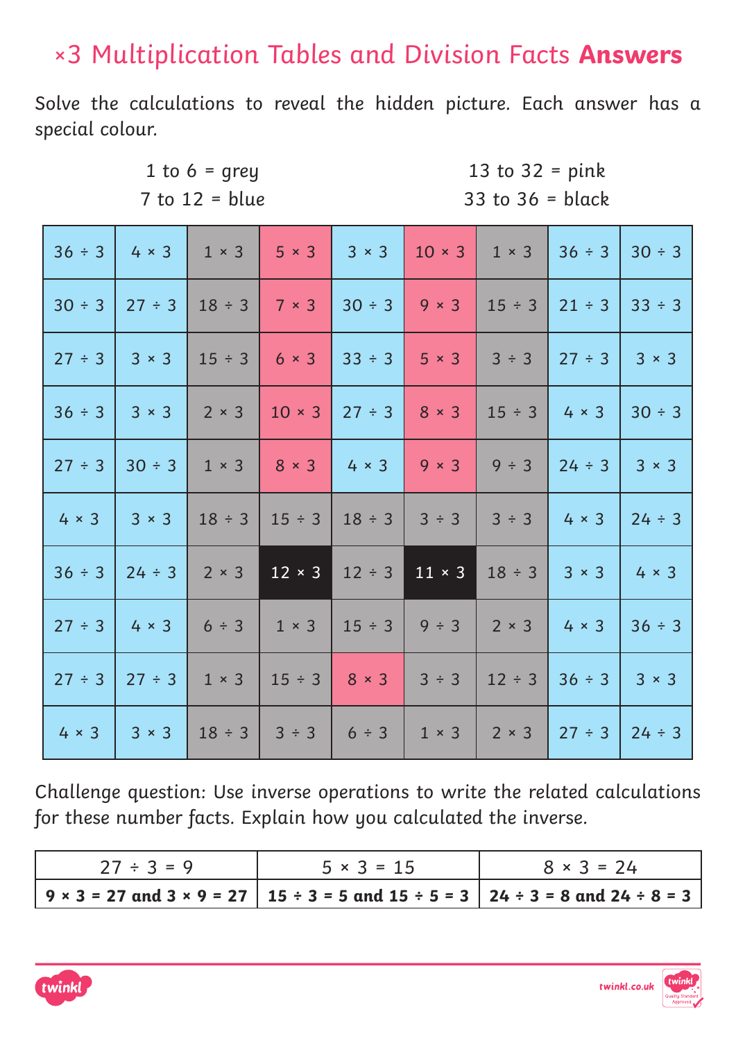# ×3 Multiplication Tables and Division Facts **Answers**

Solve the calculations to reveal the hidden picture. Each answer has a special colour.

1 to 6 = grey
7 to 12 = blue
13 to 32 = pink
33 to 36 = black

| | | | | | | | | |
|---|---|---|---|---|---|---|---|---|
| 36 ÷ 3 | 4 × 3 | 1 × 3 | 5 × 3 | 3 × 3 | 10 × 3 | 1 × 3 | 36 ÷ 3 | 30 ÷ 3 |
| 30 ÷ 3 | 27 ÷ 3 | 18 ÷ 3 | 7 × 3 | 30 ÷ 3 | 9 × 3 | 15 ÷ 3 | 21 ÷ 3 | 33 ÷ 3 |
| 27 ÷ 3 | 3 × 3 | 15 ÷ 3 | 6 × 3 | 33 ÷ 3 | 5 × 3 | 3 ÷ 3 | 27 ÷ 3 | 3 × 3 |
| 36 ÷ 3 | 3 × 3 | 2 × 3 | 10 × 3 | 27 ÷ 3 | 8 × 3 | 15 ÷ 3 | 4 × 3 | 30 ÷ 3 |
| 27 ÷ 3 | 30 ÷ 3 | 1 × 3 | 8 × 3 | 4 × 3 | 9 × 3 | 9 ÷ 3 | 24 ÷ 3 | 3 × 3 |
| 4 × 3 | 3 × 3 | 18 ÷ 3 | 15 ÷ 3 | 18 ÷ 3 | 3 ÷ 3 | 3 ÷ 3 | 4 × 3 | 24 ÷ 3 |
| 36 ÷ 3 | 24 ÷ 3 | 2 × 3 | 12 × 3 | 12 ÷ 3 | 11 × 3 | 18 ÷ 3 | 3 × 3 | 4 × 3 |
| 27 ÷ 3 | 4 × 3 | 6 ÷ 3 | 1 × 3 | 15 ÷ 3 | 9 ÷ 3 | 2 × 3 | 4 × 3 | 36 ÷ 3 |
| 27 ÷ 3 | 27 ÷ 3 | 1 × 3 | 15 ÷ 3 | 8 × 3 | 3 ÷ 3 | 12 ÷ 3 | 36 ÷ 3 | 3 × 3 |
| 4 × 3 | 3 × 3 | 18 ÷ 3 | 3 ÷ 3 | 6 ÷ 3 | 1 × 3 | 2 × 3 | 27 ÷ 3 | 24 ÷ 3 |

Challenge question: Use inverse operations to write the related calculations for these number facts. Explain how you calculated the inverse.

| 27 ÷ 3 = 9 | 5 × 3 = 15 | 8 × 3 = 24 |
|---|---|---|
| **9 × 3 = 27 and 3 × 9 = 27** | **15 ÷ 3 = 5 and 15 ÷ 5 = 3** | **24 ÷ 3 = 8 and 24 ÷ 8 = 3** |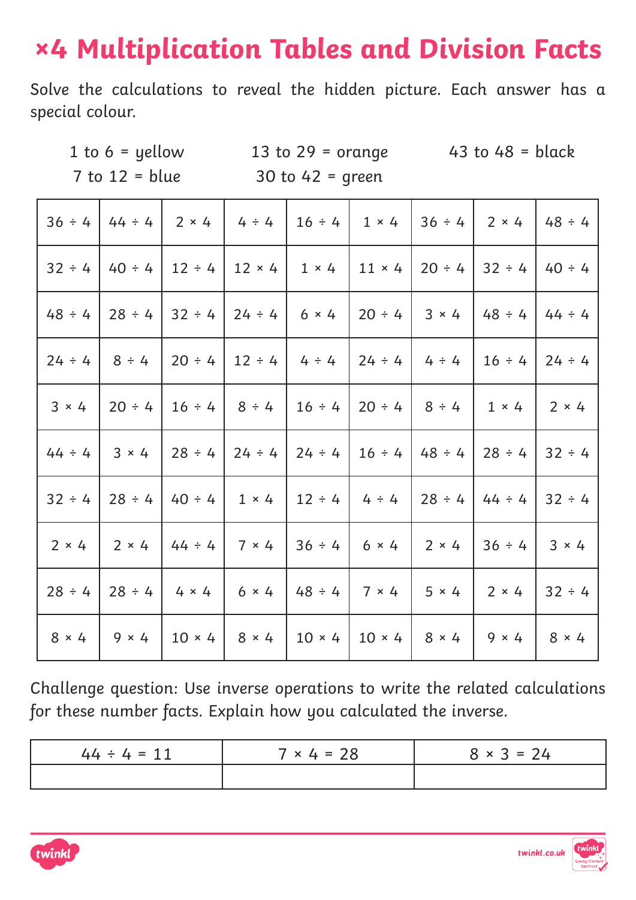# ×4 Multiplication Tables and Division Facts

Solve the calculations to reveal the hidden picture. Each answer has a special colour.

1 to 6 = yellow　　13 to 29 = orange　　43 to 48 = black
7 to 12 = blue　　30 to 42 = green

| | | | | | | | | |
|---|---|---|---|---|---|---|---|---|
| 36 ÷ 4 | 44 ÷ 4 | 2 × 4 | 4 ÷ 4 | 16 ÷ 4 | 1 × 4 | 36 ÷ 4 | 2 × 4 | 48 ÷ 4 |
| 32 ÷ 4 | 40 ÷ 4 | 12 ÷ 4 | 12 × 4 | 1 × 4 | 11 × 4 | 20 ÷ 4 | 32 ÷ 4 | 40 ÷ 4 |
| 48 ÷ 4 | 28 ÷ 4 | 32 ÷ 4 | 24 ÷ 4 | 6 × 4 | 20 ÷ 4 | 3 × 4 | 48 ÷ 4 | 44 ÷ 4 |
| 24 ÷ 4 | 8 ÷ 4 | 20 ÷ 4 | 12 ÷ 4 | 4 ÷ 4 | 24 ÷ 4 | 4 ÷ 4 | 16 ÷ 4 | 24 ÷ 4 |
| 3 × 4 | 20 ÷ 4 | 16 ÷ 4 | 8 ÷ 4 | 16 ÷ 4 | 20 ÷ 4 | 8 ÷ 4 | 1 × 4 | 2 × 4 |
| 44 ÷ 4 | 3 × 4 | 28 ÷ 4 | 24 ÷ 4 | 24 ÷ 4 | 16 ÷ 4 | 48 ÷ 4 | 28 ÷ 4 | 32 ÷ 4 |
| 32 ÷ 4 | 28 ÷ 4 | 40 ÷ 4 | 1 × 4 | 12 ÷ 4 | 4 ÷ 4 | 28 ÷ 4 | 44 ÷ 4 | 32 ÷ 4 |
| 2 × 4 | 2 × 4 | 44 ÷ 4 | 7 × 4 | 36 ÷ 4 | 6 × 4 | 2 × 4 | 36 ÷ 4 | 3 × 4 |
| 28 ÷ 4 | 28 ÷ 4 | 4 × 4 | 6 × 4 | 48 ÷ 4 | 7 × 4 | 5 × 4 | 2 × 4 | 32 ÷ 4 |
| 8 × 4 | 9 × 4 | 10 × 4 | 8 × 4 | 10 × 4 | 10 × 4 | 8 × 4 | 9 × 4 | 8 × 4 |

Challenge question: Use inverse operations to write the related calculations for these number facts. Explain how you calculated the inverse.

| 44 ÷ 4 = 11 | 7 × 4 = 28 | 8 × 3 = 24 |
|---|---|---|
| | | |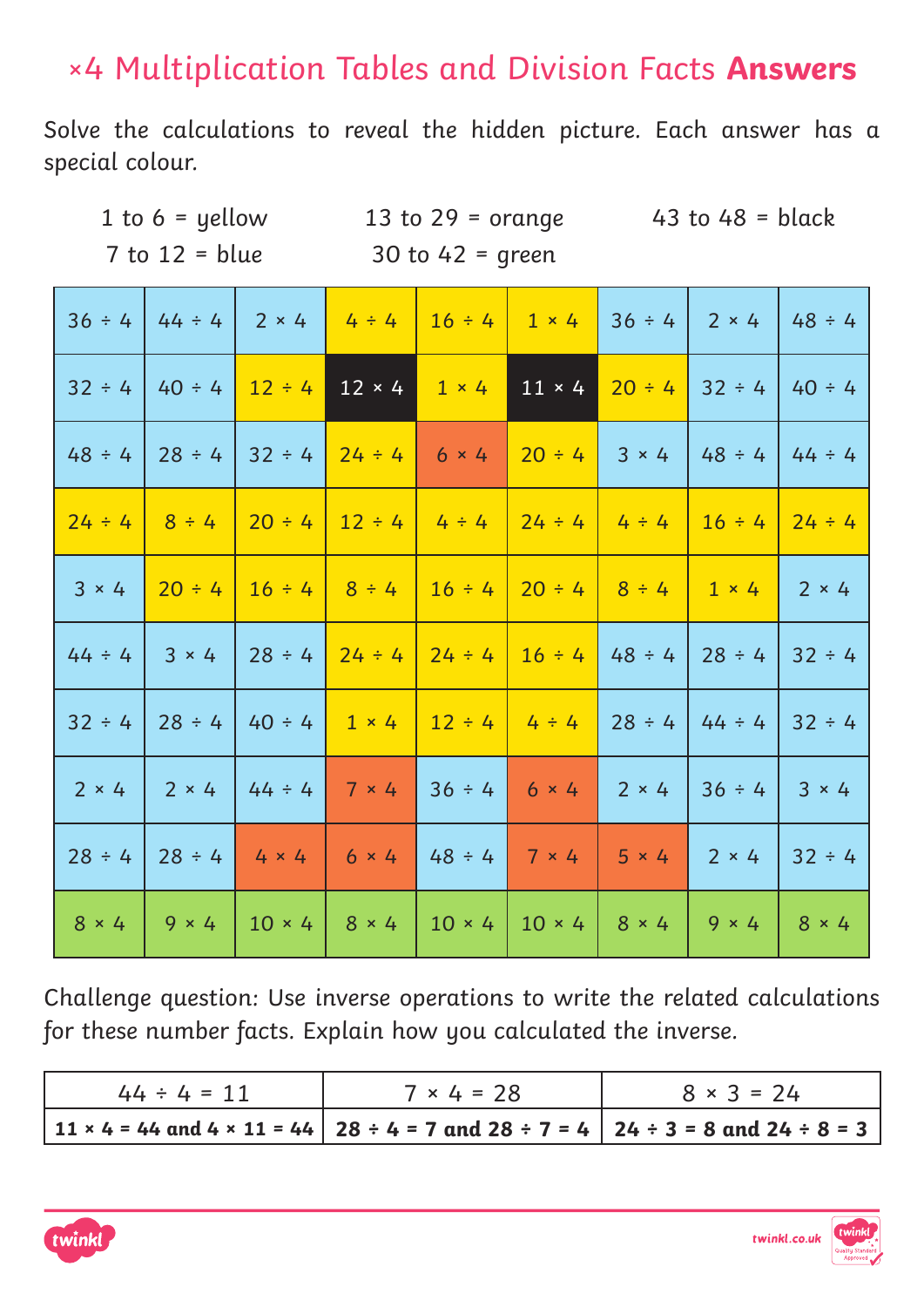# ×4 Multiplication Tables and Division Facts **Answers**

Solve the calculations to reveal the hidden picture. Each answer has a special colour.

1 to 6 = yellow
7 to 12 = blue
13 to 29 = orange
30 to 42 = green
43 to 48 = black

| | | | | | | | | |
|---|---|---|---|---|---|---|---|---|
| 36 ÷ 4 | 44 ÷ 4 | 2 × 4 | 4 ÷ 4 | 16 ÷ 4 | 1 × 4 | 36 ÷ 4 | 2 × 4 | 48 ÷ 4 |
| 32 ÷ 4 | 40 ÷ 4 | 12 ÷ 4 | 12 × 4 | 1 × 4 | 11 × 4 | 20 ÷ 4 | 32 ÷ 4 | 40 ÷ 4 |
| 48 ÷ 4 | 28 ÷ 4 | 32 ÷ 4 | 24 ÷ 4 | 6 × 4 | 20 ÷ 4 | 3 × 4 | 48 ÷ 4 | 44 ÷ 4 |
| 24 ÷ 4 | 8 ÷ 4 | 20 ÷ 4 | 12 ÷ 4 | 4 ÷ 4 | 24 ÷ 4 | 4 ÷ 4 | 16 ÷ 4 | 24 ÷ 4 |
| 3 × 4 | 20 ÷ 4 | 16 ÷ 4 | 8 ÷ 4 | 16 ÷ 4 | 20 ÷ 4 | 8 ÷ 4 | 1 × 4 | 2 × 4 |
| 44 ÷ 4 | 3 × 4 | 28 ÷ 4 | 24 ÷ 4 | 24 ÷ 4 | 16 ÷ 4 | 48 ÷ 4 | 28 ÷ 4 | 32 ÷ 4 |
| 32 ÷ 4 | 28 ÷ 4 | 40 ÷ 4 | 1 × 4 | 12 ÷ 4 | 4 ÷ 4 | 28 ÷ 4 | 44 ÷ 4 | 32 ÷ 4 |
| 2 × 4 | 2 × 4 | 44 ÷ 4 | 7 × 4 | 36 ÷ 4 | 6 × 4 | 2 × 4 | 36 ÷ 4 | 3 × 4 |
| 28 ÷ 4 | 28 ÷ 4 | 4 × 4 | 6 × 4 | 48 ÷ 4 | 7 × 4 | 5 × 4 | 2 × 4 | 32 ÷ 4 |
| 8 × 4 | 9 × 4 | 10 × 4 | 8 × 4 | 10 × 4 | 10 × 4 | 8 × 4 | 9 × 4 | 8 × 4 |

Challenge question: Use inverse operations to write the related calculations for these number facts. Explain how you calculated the inverse.

| 44 ÷ 4 = 11 | 7 × 4 = 28 | 8 × 3 = 24 |
|---|---|---|
| **11 × 4 = 44 and 4 × 11 = 44** | **28 ÷ 4 = 7 and 28 ÷ 7 = 4** | **24 ÷ 3 = 8 and 24 ÷ 8 = 3** |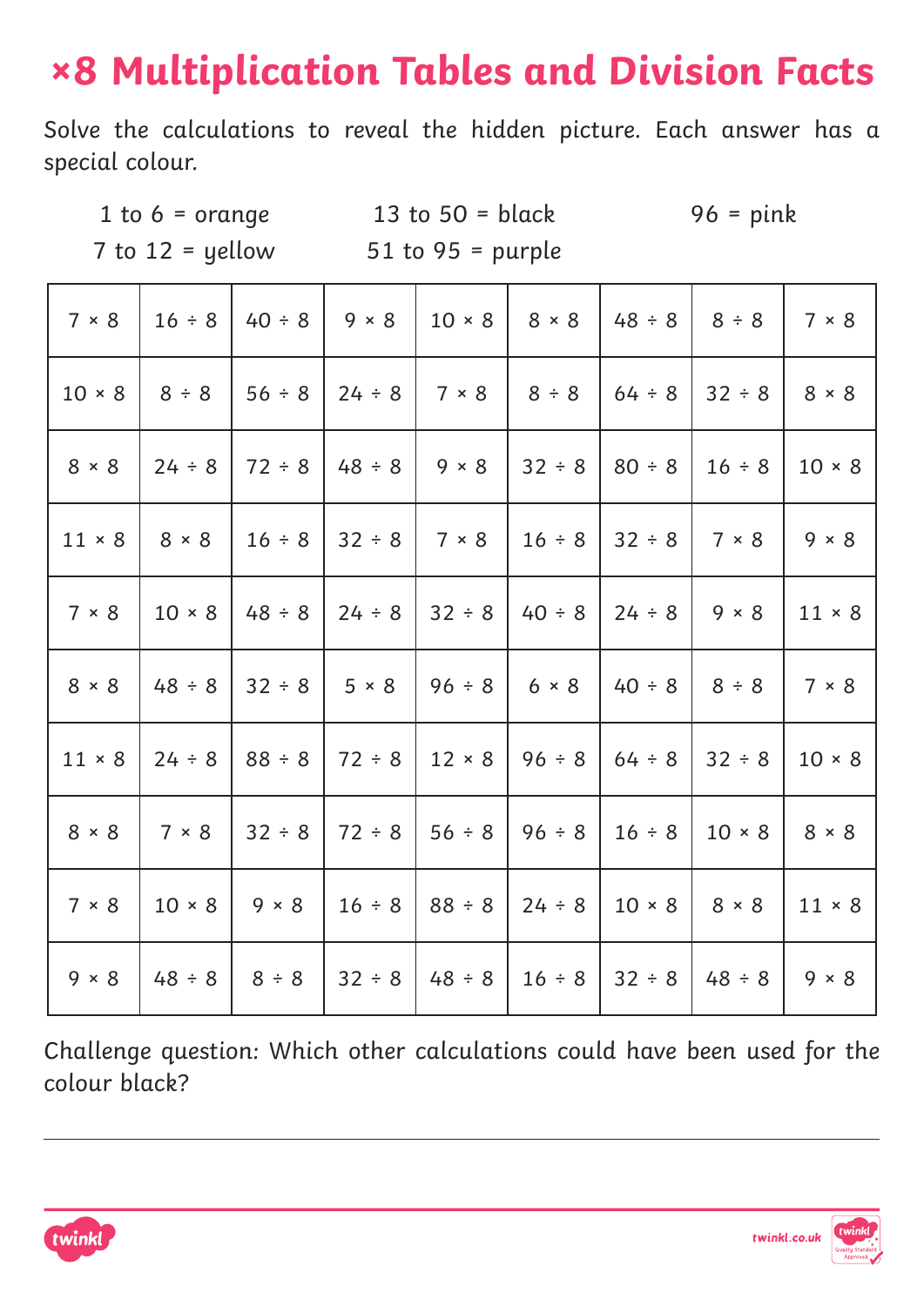# ×8 Multiplication Tables and Division Facts

Solve the calculations to reveal the hidden picture. Each answer has a special colour.

1 to 6 = orange
7 to 12 = yellow
13 to 50 = black
51 to 95 = purple
96 = pink

| | | | | | | | | |
|---|---|---|---|---|---|---|---|---|
| 7 × 8 | 16 ÷ 8 | 40 ÷ 8 | 9 × 8 | 10 × 8 | 8 × 8 | 48 ÷ 8 | 8 ÷ 8 | 7 × 8 |
| 10 × 8 | 8 ÷ 8 | 56 ÷ 8 | 24 ÷ 8 | 7 × 8 | 8 ÷ 8 | 64 ÷ 8 | 32 ÷ 8 | 8 × 8 |
| 8 × 8 | 24 ÷ 8 | 72 ÷ 8 | 48 ÷ 8 | 9 × 8 | 32 ÷ 8 | 80 ÷ 8 | 16 ÷ 8 | 10 × 8 |
| 11 × 8 | 8 × 8 | 16 ÷ 8 | 32 ÷ 8 | 7 × 8 | 16 ÷ 8 | 32 ÷ 8 | 7 × 8 | 9 × 8 |
| 7 × 8 | 10 × 8 | 48 ÷ 8 | 24 ÷ 8 | 32 ÷ 8 | 40 ÷ 8 | 24 ÷ 8 | 9 × 8 | 11 × 8 |
| 8 × 8 | 48 ÷ 8 | 32 ÷ 8 | 5 × 8 | 96 ÷ 8 | 6 × 8 | 40 ÷ 8 | 8 ÷ 8 | 7 × 8 |
| 11 × 8 | 24 ÷ 8 | 88 ÷ 8 | 72 ÷ 8 | 12 × 8 | 96 ÷ 8 | 64 ÷ 8 | 32 ÷ 8 | 10 × 8 |
| 8 × 8 | 7 × 8 | 32 ÷ 8 | 72 ÷ 8 | 56 ÷ 8 | 96 ÷ 8 | 16 ÷ 8 | 10 × 8 | 8 × 8 |
| 7 × 8 | 10 × 8 | 9 × 8 | 16 ÷ 8 | 88 ÷ 8 | 24 ÷ 8 | 10 × 8 | 8 × 8 | 11 × 8 |
| 9 × 8 | 48 ÷ 8 | 8 ÷ 8 | 32 ÷ 8 | 48 ÷ 8 | 16 ÷ 8 | 32 ÷ 8 | 48 ÷ 8 | 9 × 8 |

Challenge question: Which other calculations could have been used for the colour black?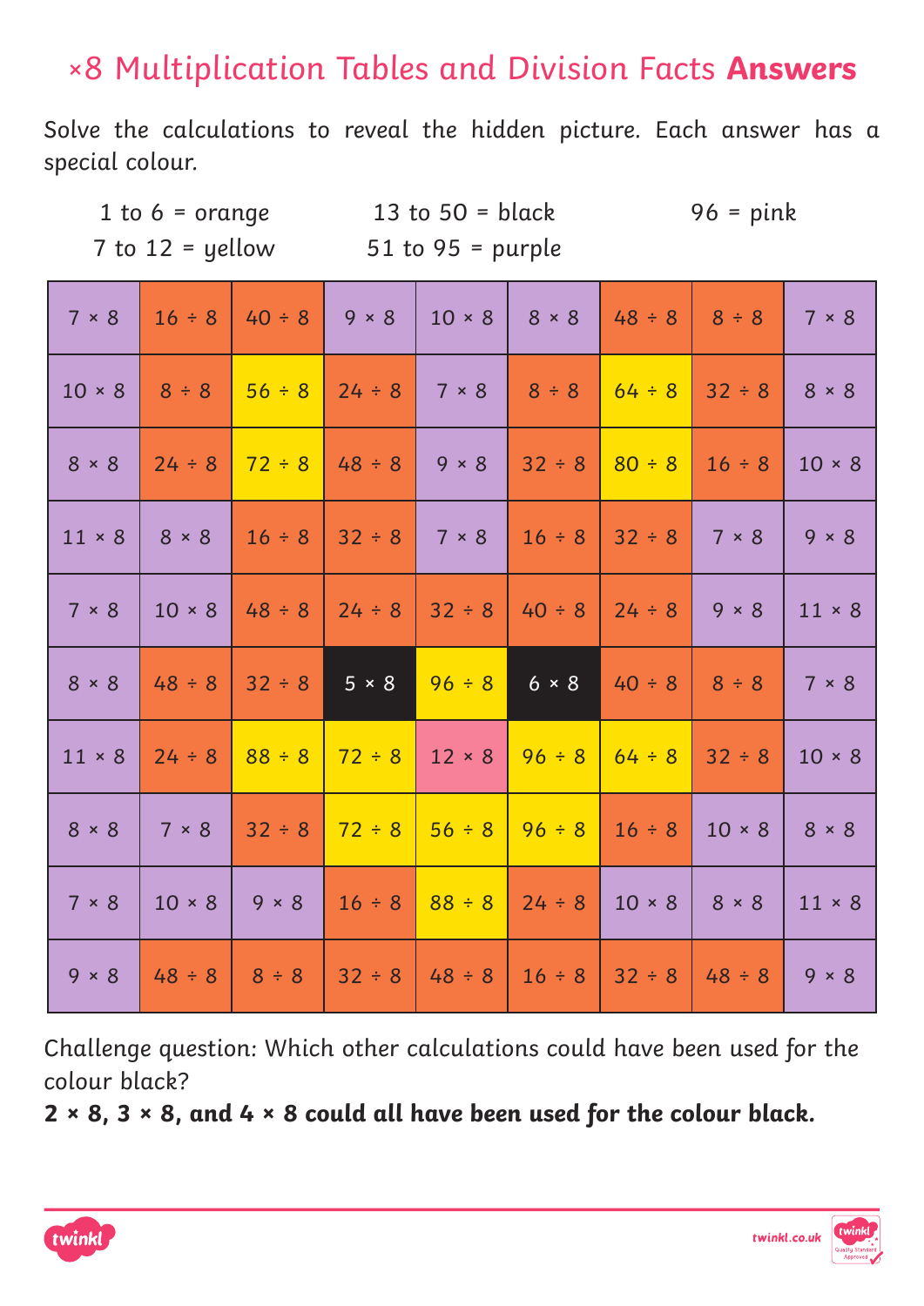# ×8 Multiplication Tables and Division Facts **Answers**

Solve the calculations to reveal the hidden picture. Each answer has a special colour.

1 to 6 = orange
7 to 12 = yellow
13 to 50 = black
51 to 95 = purple
96 = pink

| | | | | | | | | |
|---|---|---|---|---|---|---|---|---|
| 7 × 8 | 16 ÷ 8 | 40 ÷ 8 | 9 × 8 | 10 × 8 | 8 × 8 | 48 ÷ 8 | 8 ÷ 8 | 7 × 8 |
| 10 × 8 | 8 ÷ 8 | 56 ÷ 8 | 24 ÷ 8 | 7 × 8 | 8 ÷ 8 | 64 ÷ 8 | 32 ÷ 8 | 8 × 8 |
| 8 × 8 | 24 ÷ 8 | 72 ÷ 8 | 48 ÷ 8 | 9 × 8 | 32 ÷ 8 | 80 ÷ 8 | 16 ÷ 8 | 10 × 8 |
| 11 × 8 | 8 × 8 | 16 ÷ 8 | 32 ÷ 8 | 7 × 8 | 16 ÷ 8 | 32 ÷ 8 | 7 × 8 | 9 × 8 |
| 7 × 8 | 10 × 8 | 48 ÷ 8 | 24 ÷ 8 | 32 ÷ 8 | 40 ÷ 8 | 24 ÷ 8 | 9 × 8 | 11 × 8 |
| 8 × 8 | 48 ÷ 8 | 32 ÷ 8 | 5 × 8 | 96 ÷ 8 | 6 × 8 | 40 ÷ 8 | 8 ÷ 8 | 7 × 8 |
| 11 × 8 | 24 ÷ 8 | 88 ÷ 8 | 72 ÷ 8 | 12 × 8 | 96 ÷ 8 | 64 ÷ 8 | 32 ÷ 8 | 10 × 8 |
| 8 × 8 | 7 × 8 | 32 ÷ 8 | 72 ÷ 8 | 56 ÷ 8 | 96 ÷ 8 | 16 ÷ 8 | 10 × 8 | 8 × 8 |
| 7 × 8 | 10 × 8 | 9 × 8 | 16 ÷ 8 | 88 ÷ 8 | 24 ÷ 8 | 10 × 8 | 8 × 8 | 11 × 8 |
| 9 × 8 | 48 ÷ 8 | 8 ÷ 8 | 32 ÷ 8 | 48 ÷ 8 | 16 ÷ 8 | 32 ÷ 8 | 48 ÷ 8 | 9 × 8 |

Challenge question: Which other calculations could have been used for the colour black?

**2 × 8, 3 × 8, and 4 × 8 could all have been used for the colour black.**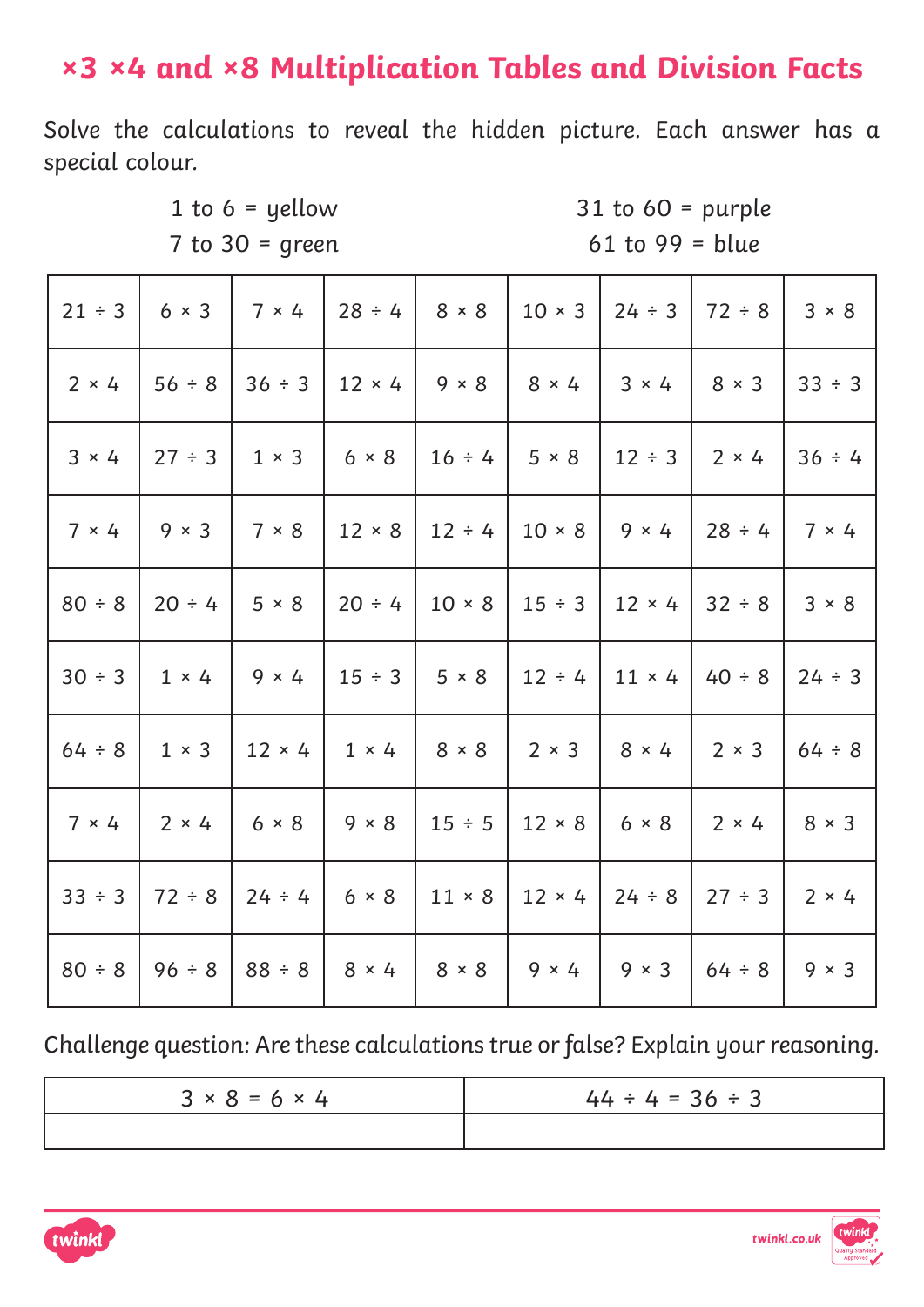# ×3 ×4 and ×8 Multiplication Tables and Division Facts

Solve the calculations to reveal the hidden picture. Each answer has a special colour.

1 to 6 = yellow
7 to 30 = green
31 to 60 = purple
61 to 99 = blue

| | | | | | | | | |
|---|---|---|---|---|---|---|---|---|
| 21 ÷ 3 | 6 × 3 | 7 × 4 | 28 ÷ 4 | 8 × 8 | 10 × 3 | 24 ÷ 3 | 72 ÷ 8 | 3 × 8 |
| 2 × 4 | 56 ÷ 8 | 36 ÷ 3 | 12 × 4 | 9 × 8 | 8 × 4 | 3 × 4 | 8 × 3 | 33 ÷ 3 |
| 3 × 4 | 27 ÷ 3 | 1 × 3 | 6 × 8 | 16 ÷ 4 | 5 × 8 | 12 ÷ 3 | 2 × 4 | 36 ÷ 4 |
| 7 × 4 | 9 × 3 | 7 × 8 | 12 × 8 | 12 ÷ 4 | 10 × 8 | 9 × 4 | 28 ÷ 4 | 7 × 4 |
| 80 ÷ 8 | 20 ÷ 4 | 5 × 8 | 20 ÷ 4 | 10 × 8 | 15 ÷ 3 | 12 × 4 | 32 ÷ 8 | 3 × 8 |
| 30 ÷ 3 | 1 × 4 | 9 × 4 | 15 ÷ 3 | 5 × 8 | 12 ÷ 4 | 11 × 4 | 40 ÷ 8 | 24 ÷ 3 |
| 64 ÷ 8 | 1 × 3 | 12 × 4 | 1 × 4 | 8 × 8 | 2 × 3 | 8 × 4 | 2 × 3 | 64 ÷ 8 |
| 7 × 4 | 2 × 4 | 6 × 8 | 9 × 8 | 15 ÷ 5 | 12 × 8 | 6 × 8 | 2 × 4 | 8 × 3 |
| 33 ÷ 3 | 72 ÷ 8 | 24 ÷ 4 | 6 × 8 | 11 × 8 | 12 × 4 | 24 ÷ 8 | 27 ÷ 3 | 2 × 4 |
| 80 ÷ 8 | 96 ÷ 8 | 88 ÷ 8 | 8 × 4 | 8 × 8 | 9 × 4 | 9 × 3 | 64 ÷ 8 | 9 × 3 |

Challenge question: Are these calculations true or false? Explain your reasoning.

| 3 × 8 = 6 × 4 | 44 ÷ 4 = 36 ÷ 3 |
|---|---|
| | |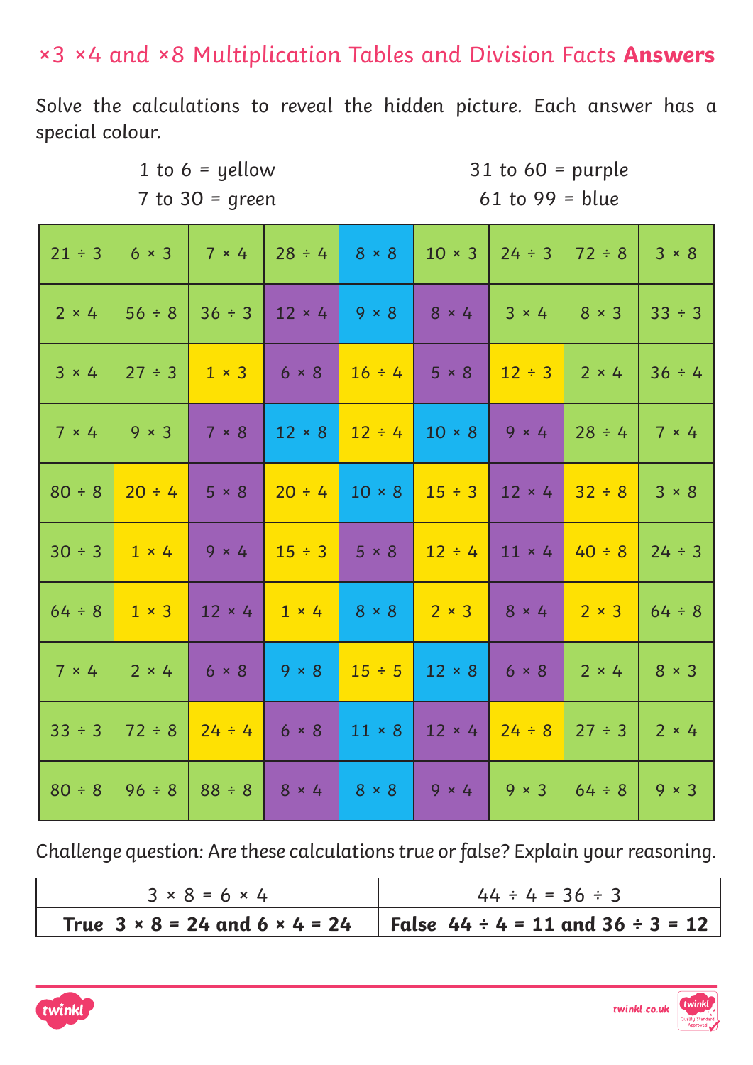# ×3 ×4 and ×8 Multiplication Tables and Division Facts **Answers**

Solve the calculations to reveal the hidden picture. Each answer has a special colour.

1 to 6 = yellow  
7 to 30 = green  
31 to 60 = purple  
61 to 99 = blue

| | | | | | | | | |
|---|---|---|---|---|---|---|---|---|
| 21 ÷ 3 | 6 × 3 | 7 × 4 | 28 ÷ 4 | 8 × 8 | 10 × 3 | 24 ÷ 3 | 72 ÷ 8 | 3 × 8 |
| 2 × 4 | 56 ÷ 8 | 36 ÷ 3 | 12 × 4 | 9 × 8 | 8 × 4 | 3 × 4 | 8 × 3 | 33 ÷ 3 |
| 3 × 4 | 27 ÷ 3 | 1 × 3 | 6 × 8 | 16 ÷ 4 | 5 × 8 | 12 ÷ 3 | 2 × 4 | 36 ÷ 4 |
| 7 × 4 | 9 × 3 | 7 × 8 | 12 × 8 | 12 ÷ 4 | 10 × 8 | 9 × 4 | 28 ÷ 4 | 7 × 4 |
| 80 ÷ 8 | 20 ÷ 4 | 5 × 8 | 20 ÷ 4 | 10 × 8 | 15 ÷ 3 | 12 × 4 | 32 ÷ 8 | 3 × 8 |
| 30 ÷ 3 | 1 × 4 | 9 × 4 | 15 ÷ 3 | 5 × 8 | 12 ÷ 4 | 11 × 4 | 40 ÷ 8 | 24 ÷ 3 |
| 64 ÷ 8 | 1 × 3 | 12 × 4 | 1 × 4 | 8 × 8 | 2 × 3 | 8 × 4 | 2 × 3 | 64 ÷ 8 |
| 7 × 4 | 2 × 4 | 6 × 8 | 9 × 8 | 15 ÷ 5 | 12 × 8 | 6 × 8 | 2 × 4 | 8 × 3 |
| 33 ÷ 3 | 72 ÷ 8 | 24 ÷ 4 | 6 × 8 | 11 × 8 | 12 × 4 | 24 ÷ 8 | 27 ÷ 3 | 2 × 4 |
| 80 ÷ 8 | 96 ÷ 8 | 88 ÷ 8 | 8 × 4 | 8 × 8 | 9 × 4 | 9 × 3 | 64 ÷ 8 | 9 × 3 |

Challenge question: Are these calculations true or false? Explain your reasoning.

| 3 × 8 = 6 × 4 | 44 ÷ 4 = 36 ÷ 3 |
|---|---|
| **True 3 × 8 = 24 and 6 × 4 = 24** | **False 44 ÷ 4 = 11 and 36 ÷ 3 = 12** |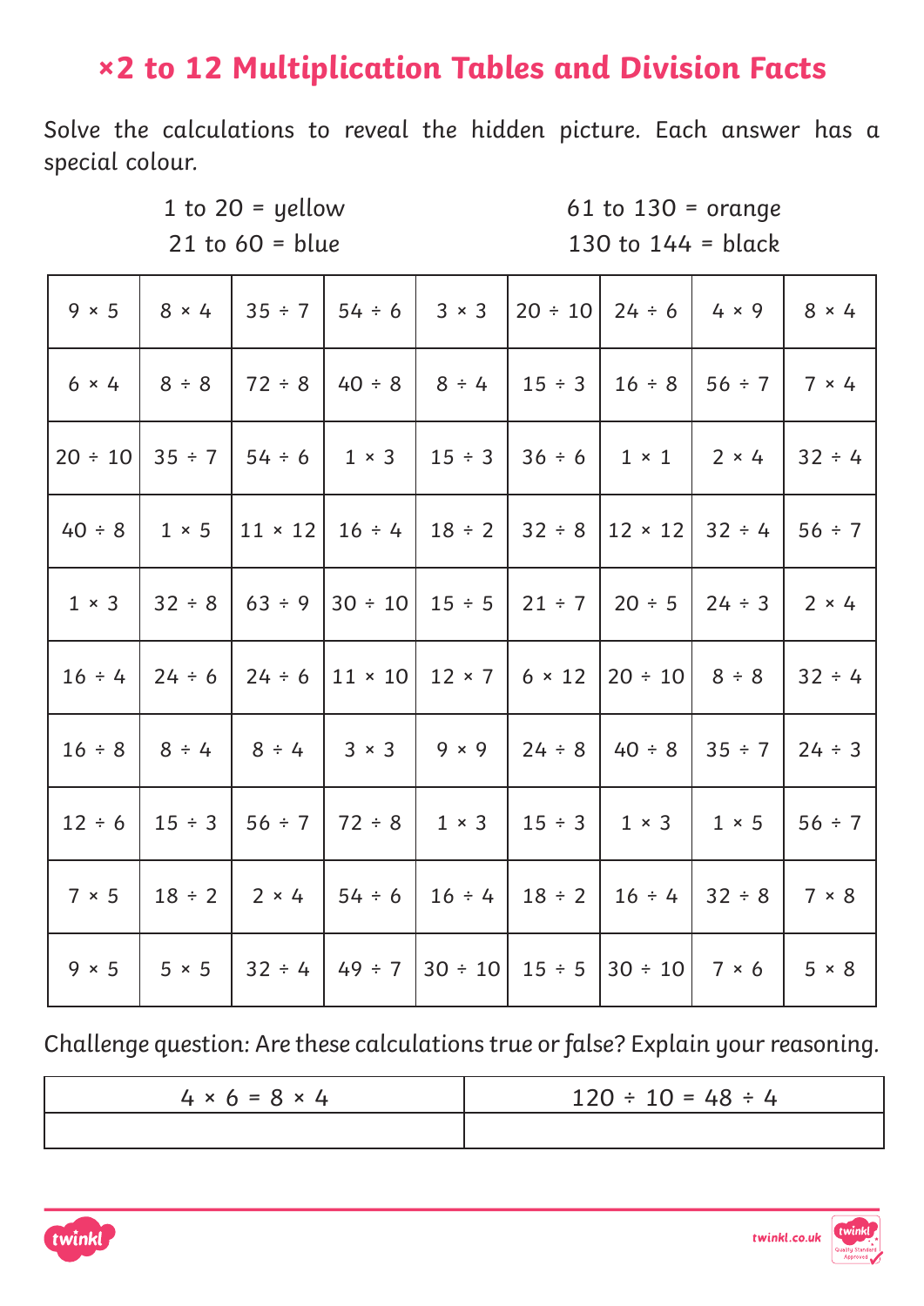# ×2 to 12 Multiplication Tables and Division Facts

Solve the calculations to reveal the hidden picture. Each answer has a special colour.

1 to 20 = yellow
21 to 60 = blue
61 to 130 = orange
130 to 144 = black

| | | | | | | | | |
|---|---|---|---|---|---|---|---|---|
| 9 × 5 | 8 × 4 | 35 ÷ 7 | 54 ÷ 6 | 3 × 3 | 20 ÷ 10 | 24 ÷ 6 | 4 × 9 | 8 × 4 |
| 6 × 4 | 8 ÷ 8 | 72 ÷ 8 | 40 ÷ 8 | 8 ÷ 4 | 15 ÷ 3 | 16 ÷ 8 | 56 ÷ 7 | 7 × 4 |
| 20 ÷ 10 | 35 ÷ 7 | 54 ÷ 6 | 1 × 3 | 15 ÷ 3 | 36 ÷ 6 | 1 × 1 | 2 × 4 | 32 ÷ 4 |
| 40 ÷ 8 | 1 × 5 | 11 × 12 | 16 ÷ 4 | 18 ÷ 2 | 32 ÷ 8 | 12 × 12 | 32 ÷ 4 | 56 ÷ 7 |
| 1 × 3 | 32 ÷ 8 | 63 ÷ 9 | 30 ÷ 10 | 15 ÷ 5 | 21 ÷ 7 | 20 ÷ 5 | 24 ÷ 3 | 2 × 4 |
| 16 ÷ 4 | 24 ÷ 6 | 24 ÷ 6 | 11 × 10 | 12 × 7 | 6 × 12 | 20 ÷ 10 | 8 ÷ 8 | 32 ÷ 4 |
| 16 ÷ 8 | 8 ÷ 4 | 8 ÷ 4 | 3 × 3 | 9 × 9 | 24 ÷ 8 | 40 ÷ 8 | 35 ÷ 7 | 24 ÷ 3 |
| 12 ÷ 6 | 15 ÷ 3 | 56 ÷ 7 | 72 ÷ 8 | 1 × 3 | 15 ÷ 3 | 1 × 3 | 1 × 5 | 56 ÷ 7 |
| 7 × 5 | 18 ÷ 2 | 2 × 4 | 54 ÷ 6 | 16 ÷ 4 | 18 ÷ 2 | 16 ÷ 4 | 32 ÷ 8 | 7 × 8 |
| 9 × 5 | 5 × 5 | 32 ÷ 4 | 49 ÷ 7 | 30 ÷ 10 | 15 ÷ 5 | 30 ÷ 10 | 7 × 6 | 5 × 8 |

Challenge question: Are these calculations true or false? Explain your reasoning.

| 4 × 6 = 8 × 4 | 120 ÷ 10 = 48 ÷ 4 |
|---|---|
| | |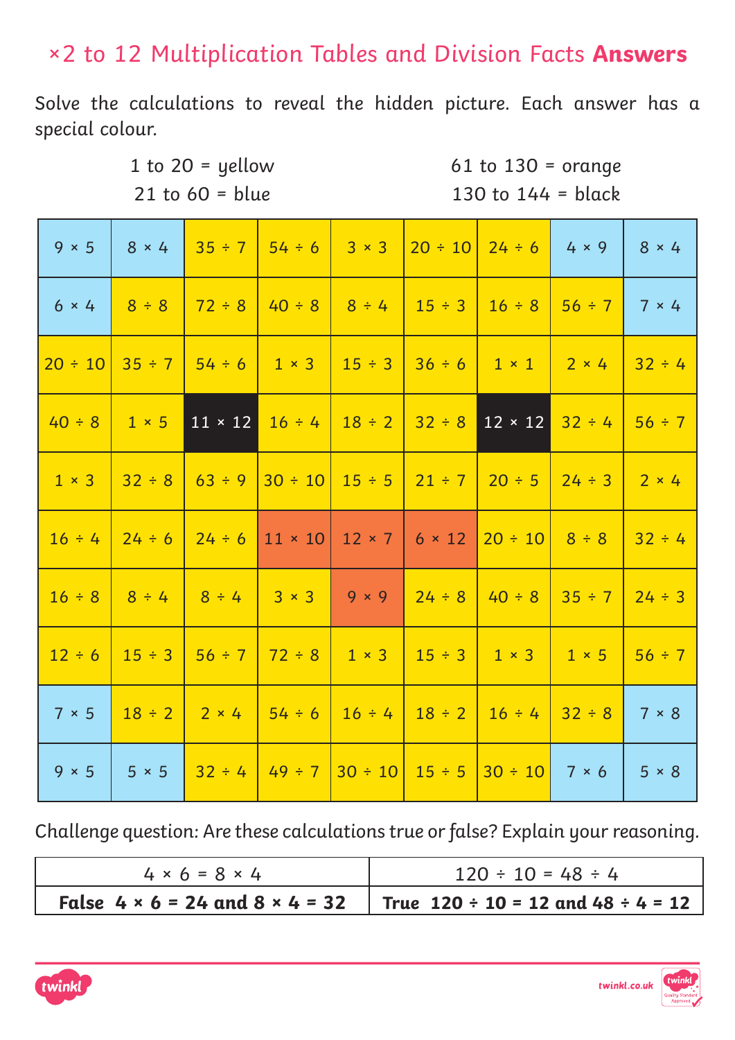# ×2 to 12 Multiplication Tables and Division Facts **Answers**

Solve the calculations to reveal the hidden picture. Each answer has a special colour.

1 to 20 = yellow
21 to 60 = blue
61 to 130 = orange
130 to 144 = black

| | | | | | | | | |
|---|---|---|---|---|---|---|---|---|
| 9 × 5 | 8 × 4 | 35 ÷ 7 | 54 ÷ 6 | 3 × 3 | 20 ÷ 10 | 24 ÷ 6 | 4 × 9 | 8 × 4 |
| 6 × 4 | 8 ÷ 8 | 72 ÷ 8 | 40 ÷ 8 | 8 ÷ 4 | 15 ÷ 3 | 16 ÷ 8 | 56 ÷ 7 | 7 × 4 |
| 20 ÷ 10 | 35 ÷ 7 | 54 ÷ 6 | 1 × 3 | 15 ÷ 3 | 36 ÷ 6 | 1 × 1 | 2 × 4 | 32 ÷ 4 |
| 40 ÷ 8 | 1 × 5 | 11 × 12 | 16 ÷ 4 | 18 ÷ 2 | 32 ÷ 8 | 12 × 12 | 32 ÷ 4 | 56 ÷ 7 |
| 1 × 3 | 32 ÷ 8 | 63 ÷ 9 | 30 ÷ 10 | 15 ÷ 5 | 21 ÷ 7 | 20 ÷ 5 | 24 ÷ 3 | 2 × 4 |
| 16 ÷ 4 | 24 ÷ 6 | 24 ÷ 6 | 11 × 10 | 12 × 7 | 6 × 12 | 20 ÷ 10 | 8 ÷ 8 | 32 ÷ 4 |
| 16 ÷ 8 | 8 ÷ 4 | 8 ÷ 4 | 3 × 3 | 9 × 9 | 24 ÷ 8 | 40 ÷ 8 | 35 ÷ 7 | 24 ÷ 3 |
| 12 ÷ 6 | 15 ÷ 3 | 56 ÷ 7 | 72 ÷ 8 | 1 × 3 | 15 ÷ 3 | 1 × 3 | 1 × 5 | 56 ÷ 7 |
| 7 × 5 | 18 ÷ 2 | 2 × 4 | 54 ÷ 6 | 16 ÷ 4 | 18 ÷ 2 | 16 ÷ 4 | 32 ÷ 8 | 7 × 8 |
| 9 × 5 | 5 × 5 | 32 ÷ 4 | 49 ÷ 7 | 30 ÷ 10 | 15 ÷ 5 | 30 ÷ 10 | 7 × 6 | 5 × 8 |

Challenge question: Are these calculations true or false? Explain your reasoning.

| 4 × 6 = 8 × 4 | 120 ÷ 10 = 48 ÷ 4 |
|---|---|
| **False 4 × 6 = 24 and 8 × 4 = 32** | **True 120 ÷ 10 = 12 and 48 ÷ 4 = 12** |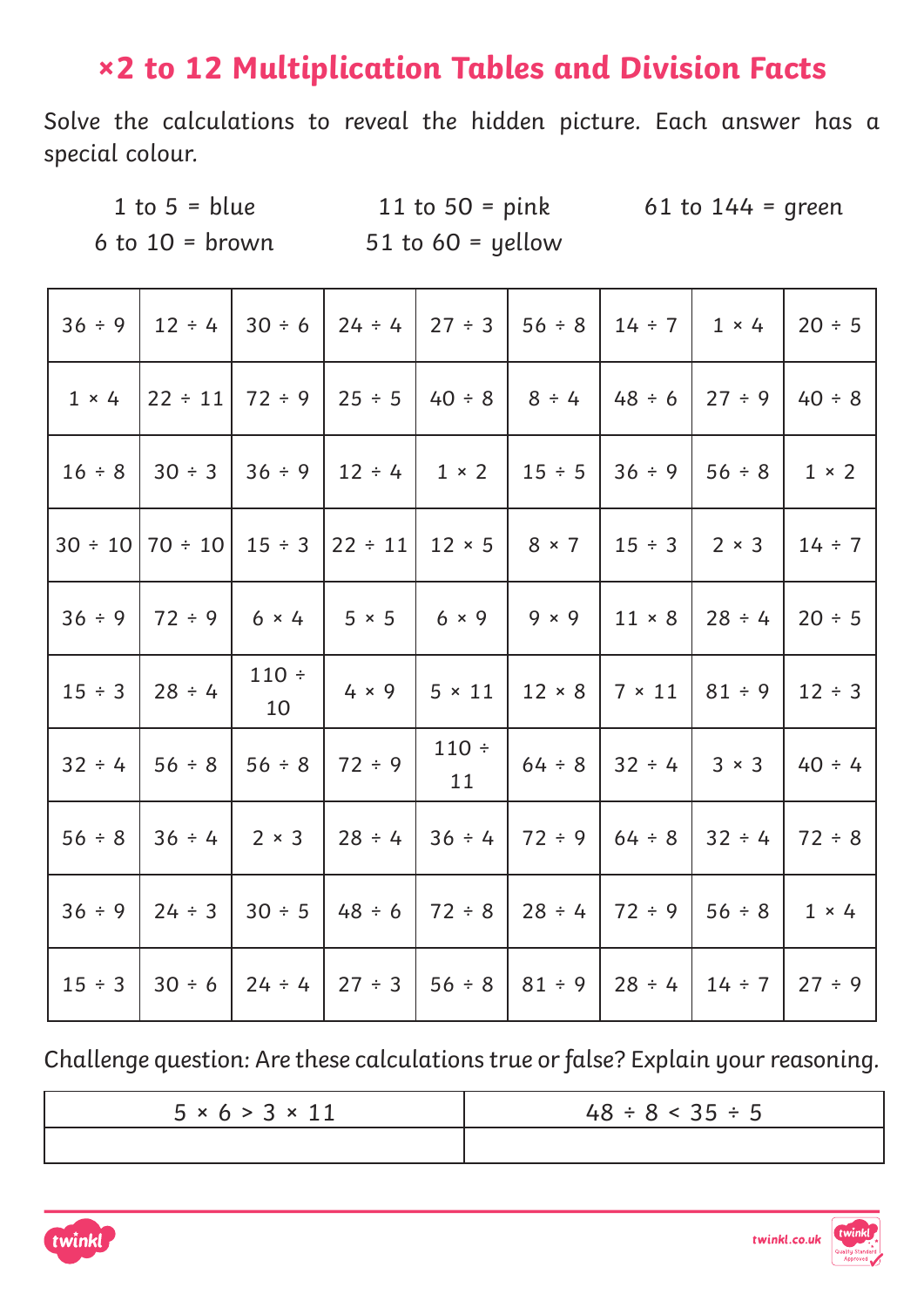# ×2 to 12 Multiplication Tables and Division Facts

Solve the calculations to reveal the hidden picture. Each answer has a special colour.

1 to 5 = blue
6 to 10 = brown
11 to 50 = pink
51 to 60 = yellow
61 to 144 = green

| | | | | | | | | |
|---|---|---|---|---|---|---|---|---|
| 36 ÷ 9 | 12 ÷ 4 | 30 ÷ 6 | 24 ÷ 4 | 27 ÷ 3 | 56 ÷ 8 | 14 ÷ 7 | 1 × 4 | 20 ÷ 5 |
| 1 × 4 | 22 ÷ 11 | 72 ÷ 9 | 25 ÷ 5 | 40 ÷ 8 | 8 ÷ 4 | 48 ÷ 6 | 27 ÷ 9 | 40 ÷ 8 |
| 16 ÷ 8 | 30 ÷ 3 | 36 ÷ 9 | 12 ÷ 4 | 1 × 2 | 15 ÷ 5 | 36 ÷ 9 | 56 ÷ 8 | 1 × 2 |
| 30 ÷ 10 | 70 ÷ 10 | 15 ÷ 3 | 22 ÷ 11 | 12 × 5 | 8 × 7 | 15 ÷ 3 | 2 × 3 | 14 ÷ 7 |
| 36 ÷ 9 | 72 ÷ 9 | 6 × 4 | 5 × 5 | 6 × 9 | 9 × 9 | 11 × 8 | 28 ÷ 4 | 20 ÷ 5 |
| 15 ÷ 3 | 28 ÷ 4 | 110 ÷ 10 | 4 × 9 | 5 × 11 | 12 × 8 | 7 × 11 | 81 ÷ 9 | 12 ÷ 3 |
| 32 ÷ 4 | 56 ÷ 8 | 56 ÷ 8 | 72 ÷ 9 | 110 ÷ 11 | 64 ÷ 8 | 32 ÷ 4 | 3 × 3 | 40 ÷ 4 |
| 56 ÷ 8 | 36 ÷ 4 | 2 × 3 | 28 ÷ 4 | 36 ÷ 4 | 72 ÷ 9 | 64 ÷ 8 | 32 ÷ 4 | 72 ÷ 8 |
| 36 ÷ 9 | 24 ÷ 3 | 30 ÷ 5 | 48 ÷ 6 | 72 ÷ 8 | 28 ÷ 4 | 72 ÷ 9 | 56 ÷ 8 | 1 × 4 |
| 15 ÷ 3 | 30 ÷ 6 | 24 ÷ 4 | 27 ÷ 3 | 56 ÷ 8 | 81 ÷ 9 | 28 ÷ 4 | 14 ÷ 7 | 27 ÷ 9 |

Challenge question: Are these calculations true or false? Explain your reasoning.

| 5 × 6 > 3 × 11 | 48 ÷ 8 < 35 ÷ 5 |
|---|---|
| | |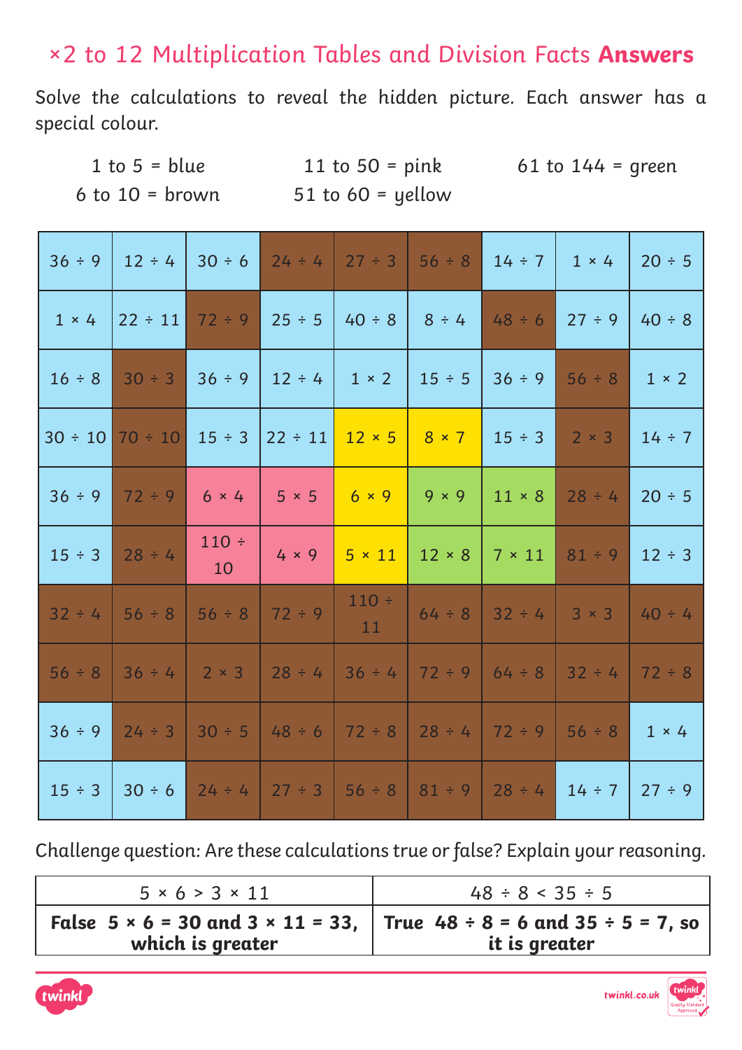# ×2 to 12 Multiplication Tables and Division Facts **Answers**

Solve the calculations to reveal the hidden picture. Each answer has a special colour.

1 to 5 = blue
6 to 10 = brown
11 to 50 = pink
51 to 60 = yellow
61 to 144 = green

| | | | | | | | | |
|---|---|---|---|---|---|---|---|---|
| 36 ÷ 9 | 12 ÷ 4 | 30 ÷ 6 | 24 ÷ 4 | 27 ÷ 3 | 56 ÷ 8 | 14 ÷ 7 | 1 × 4 | 20 ÷ 5 |
| 1 × 4 | 22 ÷ 11 | 72 ÷ 9 | 25 ÷ 5 | 40 ÷ 8 | 8 ÷ 4 | 48 ÷ 6 | 27 ÷ 9 | 40 ÷ 8 |
| 16 ÷ 8 | 30 ÷ 3 | 36 ÷ 9 | 12 ÷ 4 | 1 × 2 | 15 ÷ 5 | 36 ÷ 9 | 56 ÷ 8 | 1 × 2 |
| 30 ÷ 10 | 70 ÷ 10 | 15 ÷ 3 | 22 ÷ 11 | 12 × 5 | 8 × 7 | 15 ÷ 3 | 2 × 3 | 14 ÷ 7 |
| 36 ÷ 9 | 72 ÷ 9 | 6 × 4 | 5 × 5 | 6 × 9 | 9 × 9 | 11 × 8 | 28 ÷ 4 | 20 ÷ 5 |
| 15 ÷ 3 | 28 ÷ 4 | 110 ÷ 10 | 4 × 9 | 5 × 11 | 12 × 8 | 7 × 11 | 81 ÷ 9 | 12 ÷ 3 |
| 32 ÷ 4 | 56 ÷ 8 | 56 ÷ 8 | 72 ÷ 9 | 110 ÷ 11 | 64 ÷ 8 | 32 ÷ 4 | 3 × 3 | 40 ÷ 4 |
| 56 ÷ 8 | 36 ÷ 4 | 2 × 3 | 28 ÷ 4 | 36 ÷ 4 | 72 ÷ 9 | 64 ÷ 8 | 32 ÷ 4 | 72 ÷ 8 |
| 36 ÷ 9 | 24 ÷ 3 | 30 ÷ 5 | 48 ÷ 6 | 72 ÷ 8 | 28 ÷ 4 | 72 ÷ 9 | 56 ÷ 8 | 1 × 4 |
| 15 ÷ 3 | 30 ÷ 6 | 24 ÷ 4 | 27 ÷ 3 | 56 ÷ 8 | 81 ÷ 9 | 28 ÷ 4 | 14 ÷ 7 | 27 ÷ 9 |

Challenge question: Are these calculations true or false? Explain your reasoning.

| 5 × 6 > 3 × 11 | 48 ÷ 8 < 35 ÷ 5 |
|---|---|
| **False 5 × 6 = 30 and 3 × 11 = 33, which is greater** | **True 48 ÷ 8 = 6 and 35 ÷ 5 = 7, so it is greater** |